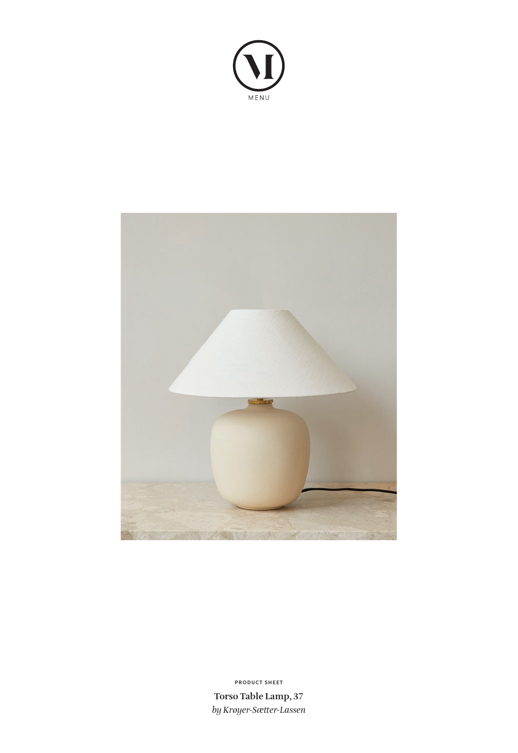MENU

PRODUCT SHEET

**Torso Table Lamp, 37**

*by Krøyer-Sætter-Lassen*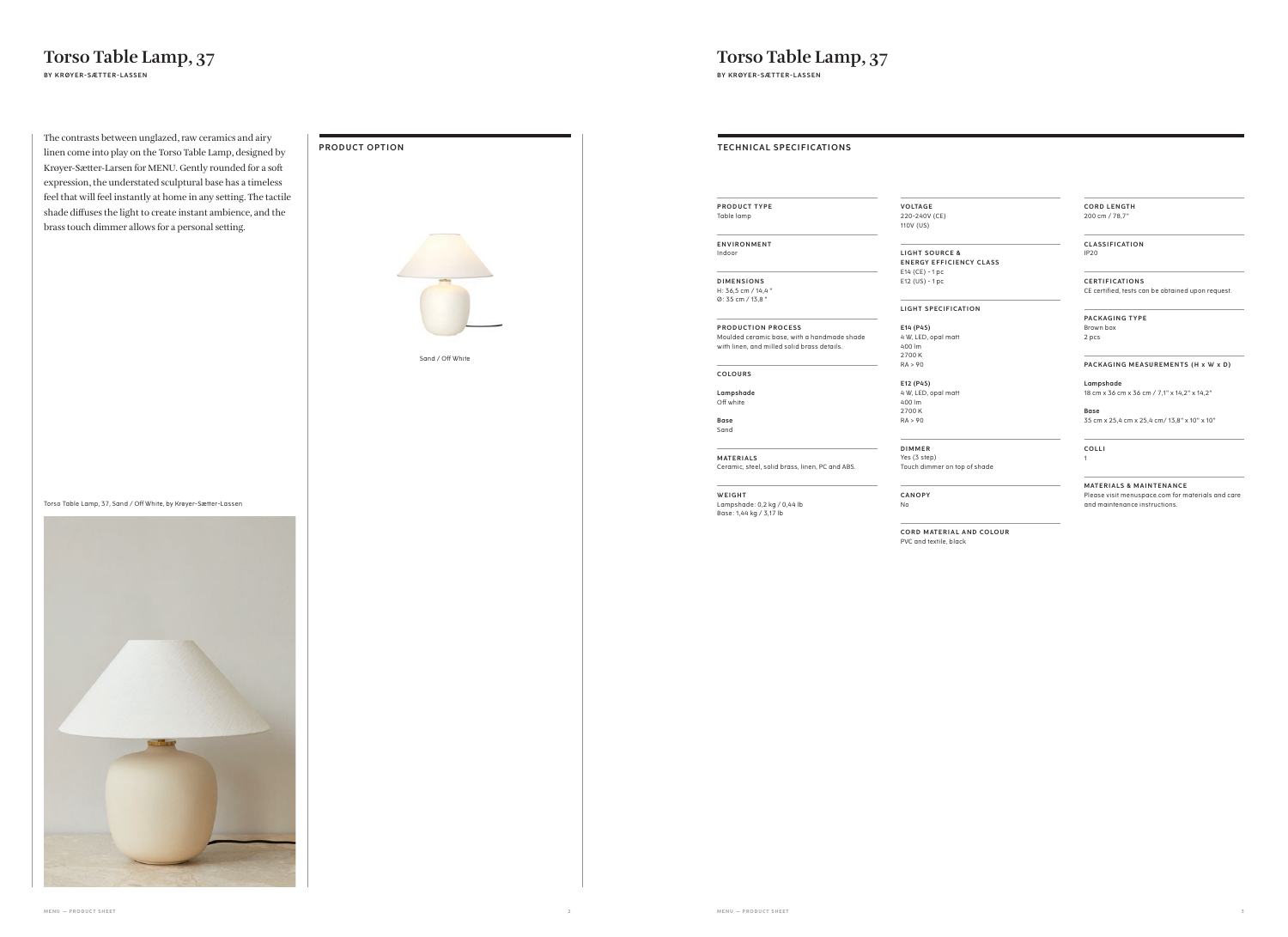# Torso Table Lamp, 37

BY KRØYER-SÆTTER-LASSEN

The contrasts between unglazed, raw ceramics and airy linen come into play on the Torso Table Lamp, designed by Krøyer-Sætter-Larsen for MENU. Gently rounded for a soft expression, the understated sculptural base has a timeless feel that will feel instantly at home in any setting. The tactile shade diffuses the light to create instant ambience, and the brass touch dimmer allows for a personal setting.

Torso Table Lamp, 37, Sand / Off White, by Krøyer-Sætter-Lassen

## PRODUCT OPTION

Sand / Off White

# Torso Table Lamp, 37

BY KRØYER-SÆTTER-LASSEN

## TECHNICAL SPECIFICATIONS

**PRODUCT TYPE**
Table lamp

**ENVIRONMENT**
Indoor

**DIMENSIONS**
H: 36,5 cm / 14,4 "
Ø: 35 cm / 13,8 "

**PRODUCTION PROCESS**
Moulded ceramic base, with a handmade shade with linen, and milled solid brass details.

**COLOURS**

**Lampshade**
Off white

**Base**
Sand

**MATERIALS**
Ceramic, steel, solid brass, linen, PC and ABS.

**WEIGHT**
Lampshade: 0,2 kg / 0,44 lb
Base: 1,44 kg / 3,17 lb

**VOLTAGE**
220-240V (CE)
110V (US)

**LIGHT SOURCE & ENERGY EFFICIENCY CLASS**
E14 (CE) - 1 pc
E12 (US) - 1 pc

**LIGHT SPECIFICATION**

**E14 (P45)**
4 W, LED, opal matt
400 lm
2700 K
RA > 90

**E12 (P45)**
4 W, LED, opal matt
400 lm
2700 K
RA > 90

**DIMMER**
Yes (3 step)
Touch dimmer on top of shade

**CANOPY**
No

**CORD MATERIAL AND COLOUR**
PVC and textile, black

**CORD LENGTH**
200 cm / 78,7"

**CLASSIFICATION**
IP20

**CERTIFICATIONS**
CE certified, tests can be obtained upon request.

**PACKAGING TYPE**
Brown box
2 pcs

**PACKAGING MEASUREMENTS (H x W x D)**

**Lampshade**
18 cm x 36 cm x 36 cm / 7,1" x 14,2" x 14,2"

**Base**
35 cm x 25,4 cm x 25,4 cm/ 13,8" x 10" x 10"

**COLLI**
1

**MATERIALS & MAINTENANCE**
Please visit menuspace.com for materials and care and maintenance instructions.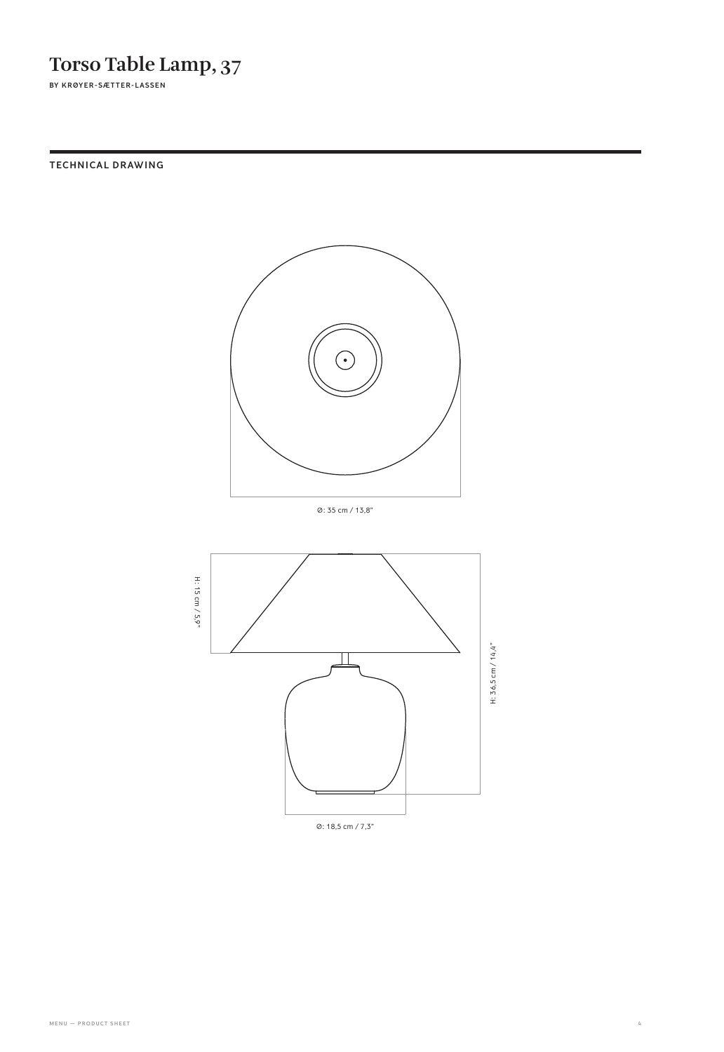# Torso Table Lamp, 37

BY KRØYER-SÆTTER-LASSEN

## TECHNICAL DRAWING

Ø: 35 cm / 13,8"

H: 15 cm / 5,9"

H: 36,5 cm / 14,4"

Ø: 18,5 cm / 7,3"